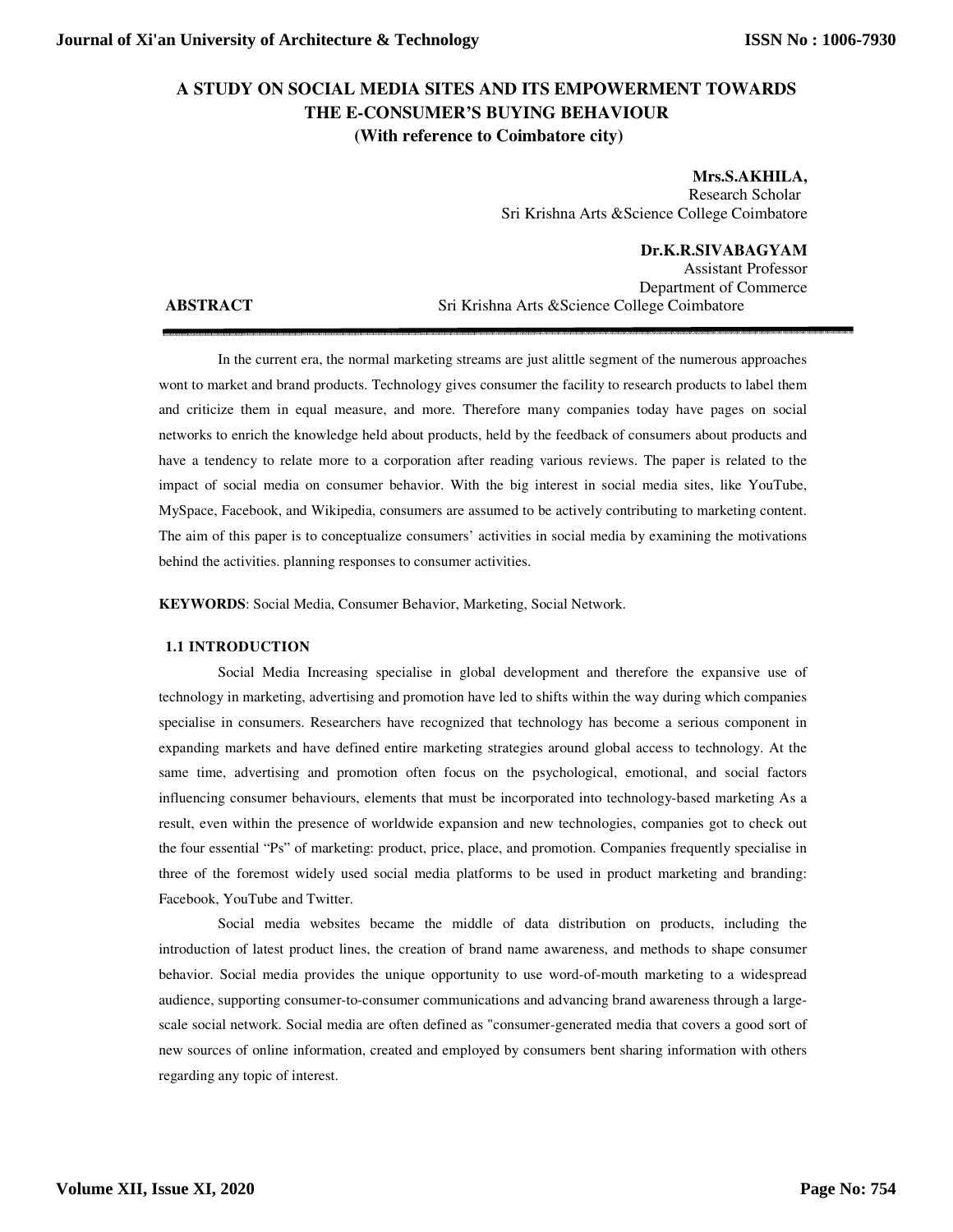# A STUDY ON SOCIAL MEDIA SITES AND ITS EMPOWERMENT TOWARDS THE E-CONSUMER'S BUYING BEHAVIOUR
## (With reference to Coimbatore city)

**Mrs.S.AKHILA,**
Research Scholar
Sri Krishna Arts &Science College Coimbatore

**Dr.K.R.SIVABAGYAM**
Assistant Professor
Department of Commerce
Sri Krishna Arts &Science College Coimbatore

## ABSTRACT

In the current era, the normal marketing streams are just alittle segment of the numerous approaches wont to market and brand products. Technology gives consumer the facility to research products to label them and criticize them in equal measure, and more. Therefore many companies today have pages on social networks to enrich the knowledge held about products, held by the feedback of consumers about products and have a tendency to relate more to a corporation after reading various reviews. The paper is related to the impact of social media on consumer behavior. With the big interest in social media sites, like YouTube, MySpace, Facebook, and Wikipedia, consumers are assumed to be actively contributing to marketing content. The aim of this paper is to conceptualize consumers' activities in social media by examining the motivations behind the activities. planning responses to consumer activities.

**KEYWORDS**: Social Media, Consumer Behavior, Marketing, Social Network.

## 1.1 INTRODUCTION

Social Media Increasing specialise in global development and therefore the expansive use of technology in marketing, advertising and promotion have led to shifts within the way during which companies specialise in consumers. Researchers have recognized that technology has become a serious component in expanding markets and have defined entire marketing strategies around global access to technology. At the same time, advertising and promotion often focus on the psychological, emotional, and social factors influencing consumer behaviours, elements that must be incorporated into technology-based marketing As a result, even within the presence of worldwide expansion and new technologies, companies got to check out the four essential "Ps" of marketing: product, price, place, and promotion. Companies frequently specialise in three of the foremost widely used social media platforms to be used in product marketing and branding: Facebook, YouTube and Twitter.

Social media websites became the middle of data distribution on products, including the introduction of latest product lines, the creation of brand name awareness, and methods to shape consumer behavior. Social media provides the unique opportunity to use word-of-mouth marketing to a widespread audience, supporting consumer-to-consumer communications and advancing brand awareness through a large-scale social network. Social media are often defined as "consumer-generated media that covers a good sort of new sources of online information, created and employed by consumers bent sharing information with others regarding any topic of interest.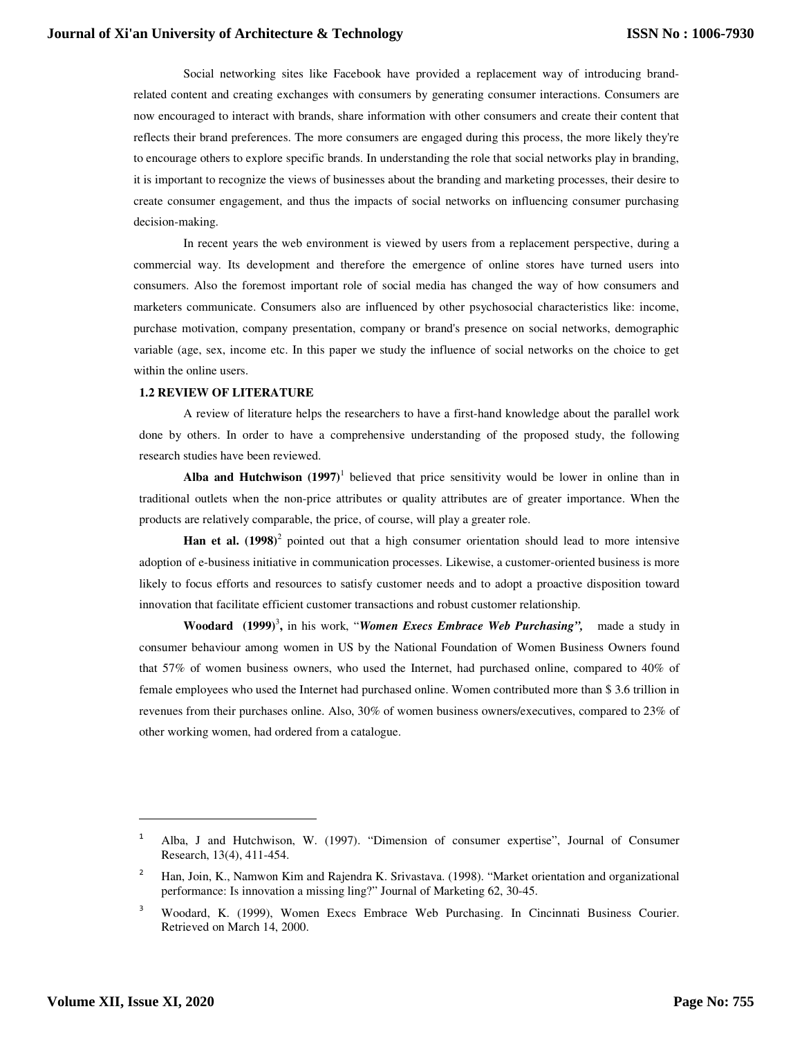Social networking sites like Facebook have provided a replacement way of introducing brand-related content and creating exchanges with consumers by generating consumer interactions. Consumers are now encouraged to interact with brands, share information with other consumers and create their content that reflects their brand preferences. The more consumers are engaged during this process, the more likely they're to encourage others to explore specific brands. In understanding the role that social networks play in branding, it is important to recognize the views of businesses about the branding and marketing processes, their desire to create consumer engagement, and thus the impacts of social networks on influencing consumer purchasing decision-making.

In recent years the web environment is viewed by users from a replacement perspective, during a commercial way. Its development and therefore the emergence of online stores have turned users into consumers. Also the foremost important role of social media has changed the way of how consumers and marketers communicate. Consumers also are influenced by other psychosocial characteristics like: income, purchase motivation, company presentation, company or brand's presence on social networks, demographic variable (age, sex, income etc. In this paper we study the influence of social networks on the choice to get within the online users.

### 1.2 REVIEW OF LITERATURE

A review of literature helps the researchers to have a first-hand knowledge about the parallel work done by others. In order to have a comprehensive understanding of the proposed study, the following research studies have been reviewed.

**Alba and Hutchwison (1997)**[1] believed that price sensitivity would be lower in online than in traditional outlets when the non-price attributes or quality attributes are of greater importance. When the products are relatively comparable, the price, of course, will play a greater role.

**Han et al. (1998)**[2] pointed out that a high consumer orientation should lead to more intensive adoption of e-business initiative in communication processes. Likewise, a customer-oriented business is more likely to focus efforts and resources to satisfy customer needs and to adopt a proactive disposition toward innovation that facilitate efficient customer transactions and robust customer relationship.

**Woodard (1999)**[3]**,** in his work, "***Women Execs Embrace Web Purchasing",*** made a study in consumer behaviour among women in US by the National Foundation of Women Business Owners found that 57% of women business owners, who used the Internet, had purchased online, compared to 40% of female employees who used the Internet had purchased online. Women contributed more than $ 3.6 trillion in revenues from their purchases online. Also, 30% of women business owners/executives, compared to 23% of other working women, had ordered from a catalogue.

---

[1] Alba, J and Hutchwison, W. (1997). "Dimension of consumer expertise", Journal of Consumer Research, 13(4), 411-454.

[2] Han, Join, K., Namwon Kim and Rajendra K. Srivastava. (1998). "Market orientation and organizational performance: Is innovation a missing ling?" Journal of Marketing 62, 30-45.

[3] Woodard, K. (1999), Women Execs Embrace Web Purchasing. In Cincinnati Business Courier. Retrieved on March 14, 2000.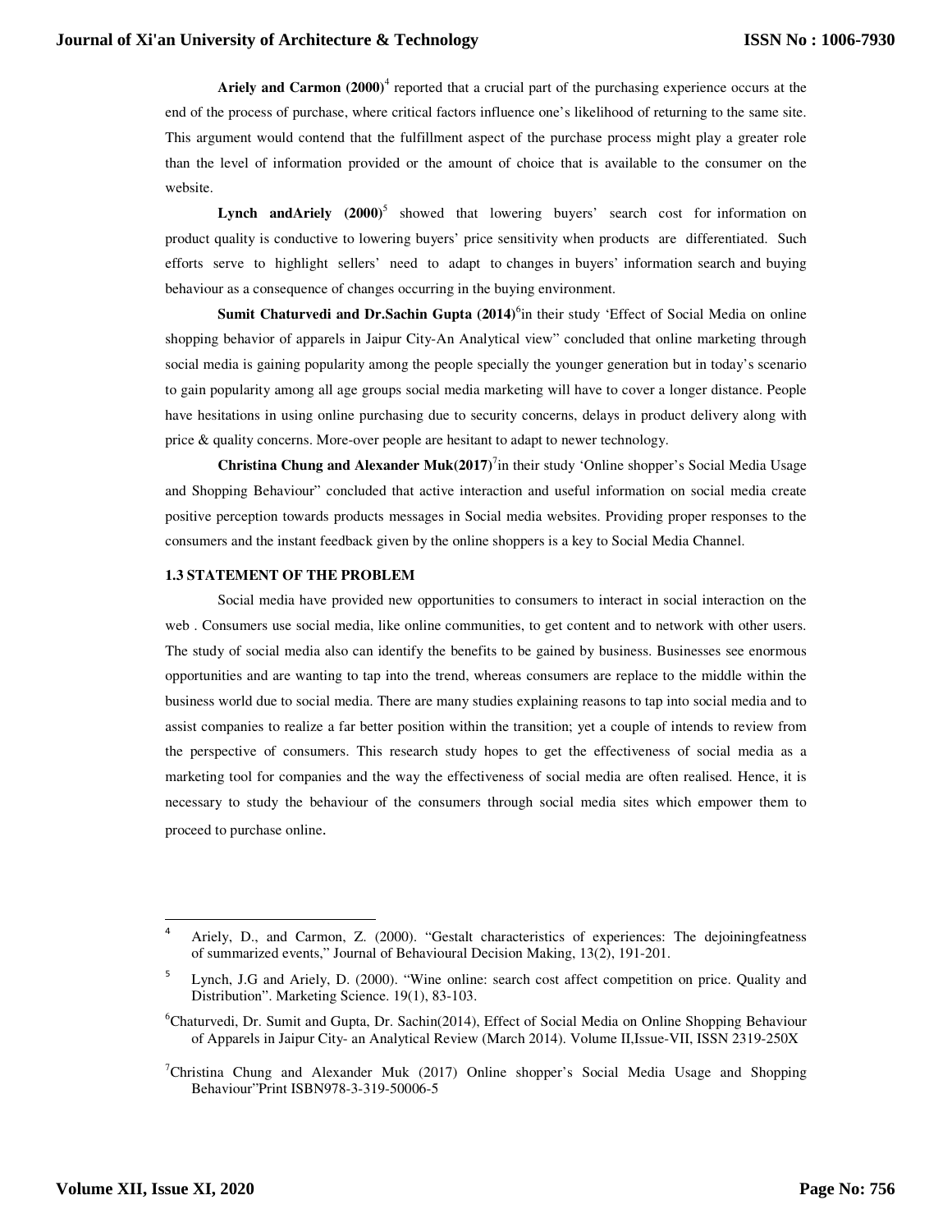**Ariely and Carmon (2000)**[4] reported that a crucial part of the purchasing experience occurs at the end of the process of purchase, where critical factors influence one's likelihood of returning to the same site. This argument would contend that the fulfillment aspect of the purchase process might play a greater role than the level of information provided or the amount of choice that is available to the consumer on the website.

**Lynch andAriely (2000)**[5] showed that lowering buyers' search cost for information on product quality is conductive to lowering buyers' price sensitivity when products are differentiated. Such efforts serve to highlight sellers' need to adapt to changes in buyers' information search and buying behaviour as a consequence of changes occurring in the buying environment.

**Sumit Chaturvedi and Dr.Sachin Gupta (2014)**[6]in their study 'Effect of Social Media on online shopping behavior of apparels in Jaipur City-An Analytical view" concluded that online marketing through social media is gaining popularity among the people specially the younger generation but in today's scenario to gain popularity among all age groups social media marketing will have to cover a longer distance. People have hesitations in using online purchasing due to security concerns, delays in product delivery along with price & quality concerns. More-over people are hesitant to adapt to newer technology.

**Christina Chung and Alexander Muk(2017)**[7]in their study 'Online shopper's Social Media Usage and Shopping Behaviour" concluded that active interaction and useful information on social media create positive perception towards products messages in Social media websites. Providing proper responses to the consumers and the instant feedback given by the online shoppers is a key to Social Media Channel.

### 1.3 STATEMENT OF THE PROBLEM

Social media have provided new opportunities to consumers to interact in social interaction on the web . Consumers use social media, like online communities, to get content and to network with other users. The study of social media also can identify the benefits to be gained by business. Businesses see enormous opportunities and are wanting to tap into the trend, whereas consumers are replace to the middle within the business world due to social media. There are many studies explaining reasons to tap into social media and to assist companies to realize a far better position within the transition; yet a couple of intends to review from the perspective of consumers. This research study hopes to get the effectiveness of social media as a marketing tool for companies and the way the effectiveness of social media are often realised. Hence, it is necessary to study the behaviour of the consumers through social media sites which empower them to proceed to purchase online.

---

[4] Ariely, D., and Carmon, Z. (2000). "Gestalt characteristics of experiences: The dejoiningfeatness of summarized events," Journal of Behavioural Decision Making, 13(2), 191-201.

[5] Lynch, J.G and Ariely, D. (2000). "Wine online: search cost affect competition on price. Quality and Distribution". Marketing Science. 19(1), 83-103.

[6]Chaturvedi, Dr. Sumit and Gupta, Dr. Sachin(2014), Effect of Social Media on Online Shopping Behaviour of Apparels in Jaipur City- an Analytical Review (March 2014). Volume II,Issue-VII, ISSN 2319-250X

[7]Christina Chung and Alexander Muk (2017) Online shopper's Social Media Usage and Shopping Behaviour"Print ISBN978-3-319-50006-5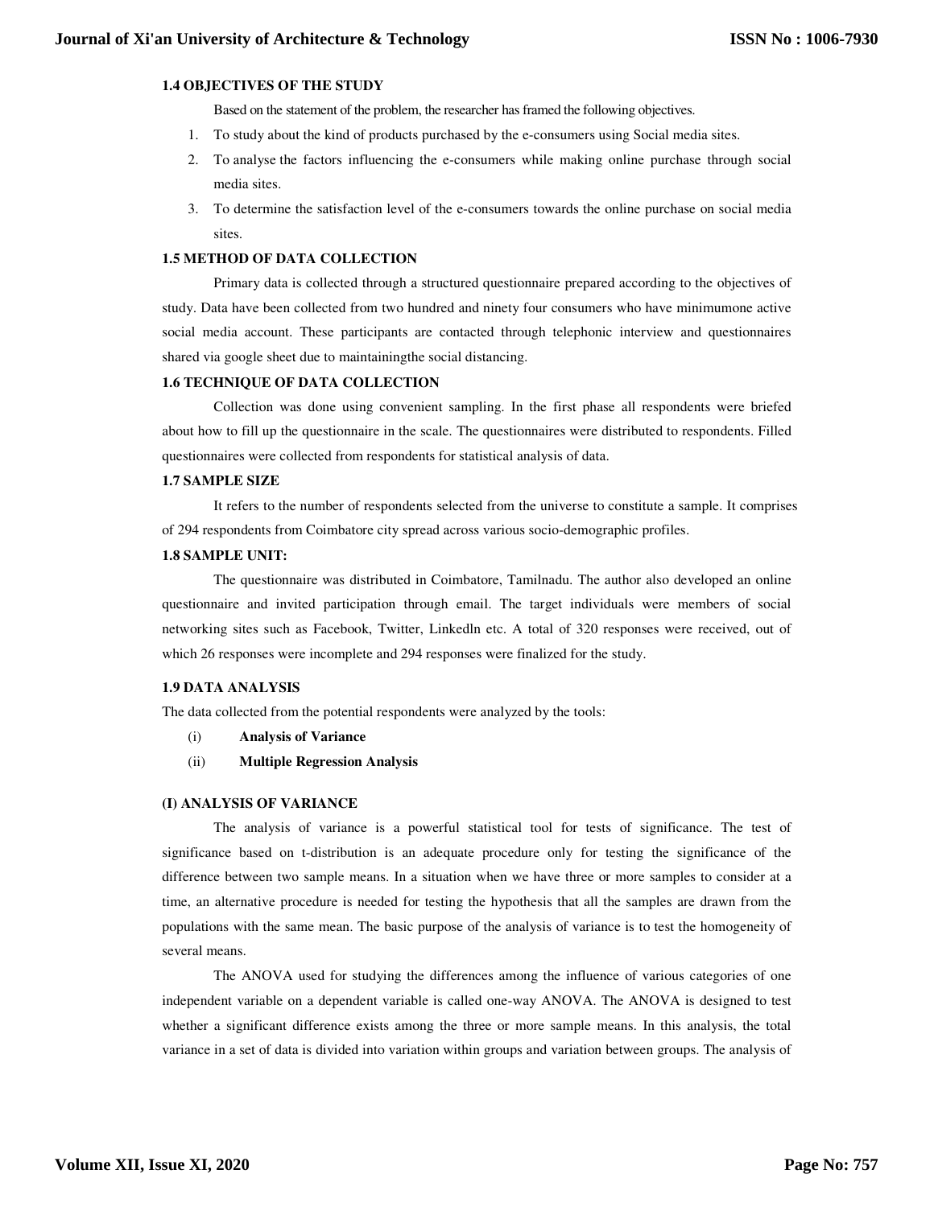### 1.4 OBJECTIVES OF THE STUDY

Based on the statement of the problem, the researcher has framed the following objectives.

1. To study about the kind of products purchased by the e-consumers using Social media sites.
2. To analyse the factors influencing the e-consumers while making online purchase through social media sites.
3. To determine the satisfaction level of the e-consumers towards the online purchase on social media sites.

### 1.5 METHOD OF DATA COLLECTION

Primary data is collected through a structured questionnaire prepared according to the objectives of study. Data have been collected from two hundred and ninety four consumers who have minimumone active social media account. These participants are contacted through telephonic interview and questionnaires shared via google sheet due to maintainingthe social distancing.

### 1.6 TECHNIQUE OF DATA COLLECTION

Collection was done using convenient sampling. In the first phase all respondents were briefed about how to fill up the questionnaire in the scale. The questionnaires were distributed to respondents. Filled questionnaires were collected from respondents for statistical analysis of data.

### 1.7 SAMPLE SIZE

It refers to the number of respondents selected from the universe to constitute a sample. It comprises of 294 respondents from Coimbatore city spread across various socio-demographic profiles.

### 1.8 SAMPLE UNIT:

The questionnaire was distributed in Coimbatore, Tamilnadu. The author also developed an online questionnaire and invited participation through email. The target individuals were members of social networking sites such as Facebook, Twitter, Linkedln etc. A total of 320 responses were received, out of which 26 responses were incomplete and 294 responses were finalized for the study.

### 1.9 DATA ANALYSIS

The data collected from the potential respondents were analyzed by the tools:

(i) **Analysis of Variance**

(ii) **Multiple Regression Analysis**

### (I) ANALYSIS OF VARIANCE

The analysis of variance is a powerful statistical tool for tests of significance. The test of significance based on t-distribution is an adequate procedure only for testing the significance of the difference between two sample means. In a situation when we have three or more samples to consider at a time, an alternative procedure is needed for testing the hypothesis that all the samples are drawn from the populations with the same mean. The basic purpose of the analysis of variance is to test the homogeneity of several means.

The ANOVA used for studying the differences among the influence of various categories of one independent variable on a dependent variable is called one-way ANOVA. The ANOVA is designed to test whether a significant difference exists among the three or more sample means. In this analysis, the total variance in a set of data is divided into variation within groups and variation between groups. The analysis of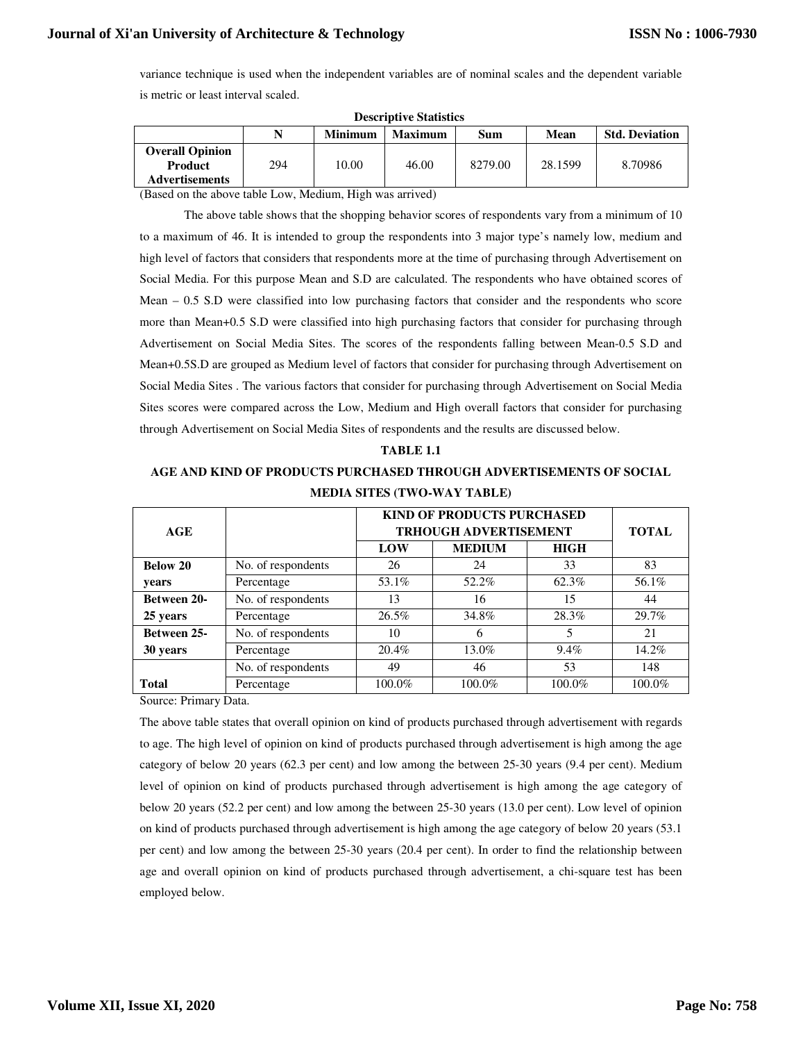variance technique is used when the independent variables are of nominal scales and the dependent variable is metric or least interval scaled.

**Descriptive Statistics**

| | N | Minimum | Maximum | Sum | Mean | Std. Deviation |
|---|---|---|---|---|---|---|
| **Overall Opinion Product Advertisements** | 294 | 10.00 | 46.00 | 8279.00 | 28.1599 | 8.70986 |

(Based on the above table Low, Medium, High was arrived)

The above table shows that the shopping behavior scores of respondents vary from a minimum of 10 to a maximum of 46. It is intended to group the respondents into 3 major type's namely low, medium and high level of factors that considers that respondents more at the time of purchasing through Advertisement on Social Media. For this purpose Mean and S.D are calculated. The respondents who have obtained scores of Mean – 0.5 S.D were classified into low purchasing factors that consider and the respondents who score more than Mean+0.5 S.D were classified into high purchasing factors that consider for purchasing through Advertisement on Social Media Sites. The scores of the respondents falling between Mean-0.5 S.D and Mean+0.5S.D are grouped as Medium level of factors that consider for purchasing through Advertisement on Social Media Sites . The various factors that consider for purchasing through Advertisement on Social Media Sites scores were compared across the Low, Medium and High overall factors that consider for purchasing through Advertisement on Social Media Sites of respondents and the results are discussed below.

**TABLE 1.1**

**AGE AND KIND OF PRODUCTS PURCHASED THROUGH ADVERTISEMENTS OF SOCIAL MEDIA SITES (TWO-WAY TABLE)**

| AGE | | KIND OF PRODUCTS PURCHASED TRHOUGH ADVERTISEMENT | | | TOTAL |
|---|---|---|---|---|---|
| | | LOW | MEDIUM | HIGH | |
| **Below 20 years** | No. of respondents | 26 | 24 | 33 | 83 |
| | Percentage | 53.1% | 52.2% | 62.3% | 56.1% |
| **Between 20-25 years** | No. of respondents | 13 | 16 | 15 | 44 |
| | Percentage | 26.5% | 34.8% | 28.3% | 29.7% |
| **Between 25-30 years** | No. of respondents | 10 | 6 | 5 | 21 |
| | Percentage | 20.4% | 13.0% | 9.4% | 14.2% |
| **Total** | No. of respondents | 49 | 46 | 53 | 148 |
| | Percentage | 100.0% | 100.0% | 100.0% | 100.0% |

Source: Primary Data.

The above table states that overall opinion on kind of products purchased through advertisement with regards to age. The high level of opinion on kind of products purchased through advertisement is high among the age category of below 20 years (62.3 per cent) and low among the between 25-30 years (9.4 per cent). Medium level of opinion on kind of products purchased through advertisement is high among the age category of below 20 years (52.2 per cent) and low among the between 25-30 years (13.0 per cent). Low level of opinion on kind of products purchased through advertisement is high among the age category of below 20 years (53.1 per cent) and low among the between 25-30 years (20.4 per cent). In order to find the relationship between age and overall opinion on kind of products purchased through advertisement, a chi-square test has been employed below.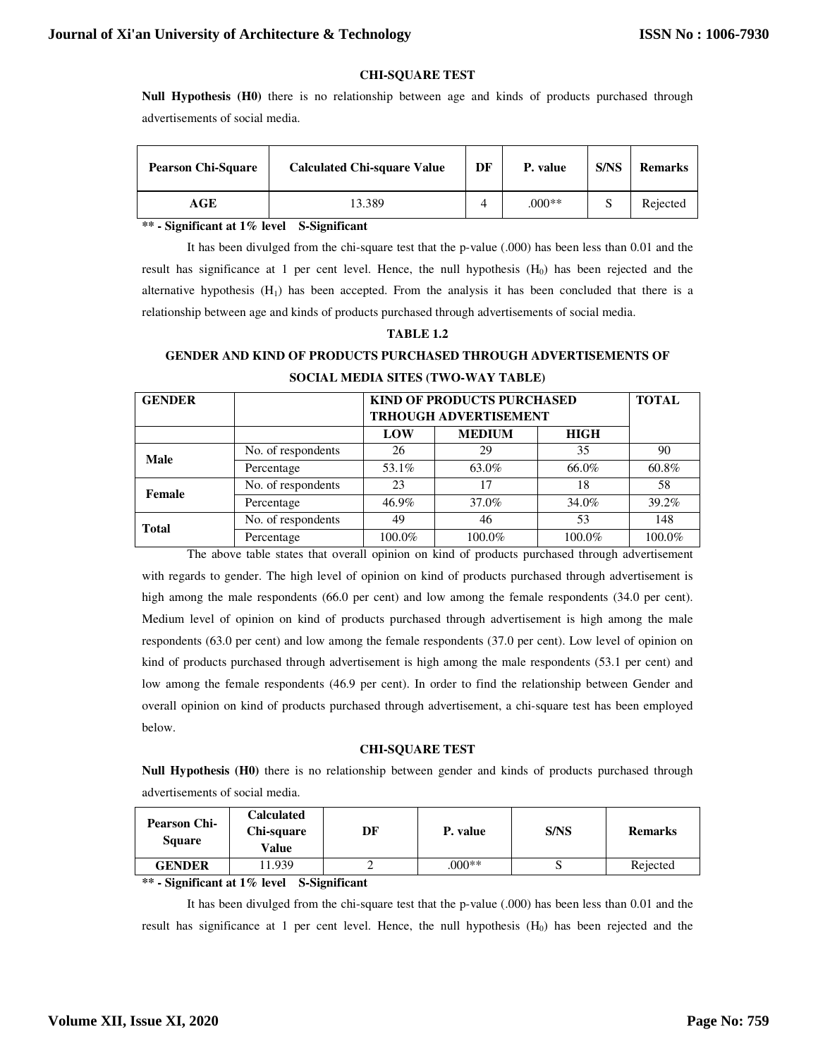**CHI-SQUARE TEST**

**Null Hypothesis (H0)** there is no relationship between age and kinds of products purchased through advertisements of social media.

| Pearson Chi-Square | Calculated Chi-square Value | DF | P. value | S/NS | Remarks |
|---|---|---|---|---|---|
| **AGE** | 13.389 | 4 | .000** | S | Rejected |

**\*\* - Significant at 1% level S-Significant**

It has been divulged from the chi-square test that the p-value (.000) has been less than 0.01 and the result has significance at 1 per cent level. Hence, the null hypothesis ($H_0$) has been rejected and the alternative hypothesis ($H_1$) has been accepted. From the analysis it has been concluded that there is a relationship between age and kinds of products purchased through advertisements of social media.

**TABLE 1.2**

**GENDER AND KIND OF PRODUCTS PURCHASED THROUGH ADVERTISEMENTS OF SOCIAL MEDIA SITES (TWO-WAY TABLE)**

| GENDER | | KIND OF PRODUCTS PURCHASED TRHOUGH ADVERTISEMENT | | | TOTAL |
|---|---|---|---|---|---|
| | | LOW | MEDIUM | HIGH | |
| Male | No. of respondents | 26 | 29 | 35 | 90 |
| | Percentage | 53.1% | 63.0% | 66.0% | 60.8% |
| Female | No. of respondents | 23 | 17 | 18 | 58 |
| | Percentage | 46.9% | 37.0% | 34.0% | 39.2% |
| Total | No. of respondents | 49 | 46 | 53 | 148 |
| | Percentage | 100.0% | 100.0% | 100.0% | 100.0% |

The above table states that overall opinion on kind of products purchased through advertisement with regards to gender. The high level of opinion on kind of products purchased through advertisement is high among the male respondents (66.0 per cent) and low among the female respondents (34.0 per cent). Medium level of opinion on kind of products purchased through advertisement is high among the male respondents (63.0 per cent) and low among the female respondents (37.0 per cent). Low level of opinion on kind of products purchased through advertisement is high among the male respondents (53.1 per cent) and low among the female respondents (46.9 per cent). In order to find the relationship between Gender and overall opinion on kind of products purchased through advertisement, a chi-square test has been employed below.

**CHI-SQUARE TEST**

**Null Hypothesis (H0)** there is no relationship between gender and kinds of products purchased through advertisements of social media.

| Pearson Chi-Square | Calculated Chi-square Value | DF | P. value | S/NS | Remarks |
|---|---|---|---|---|---|
| **GENDER** | 11.939 | 2 | .000** | S | Rejected |

**\*\* - Significant at 1% level S-Significant**

It has been divulged from the chi-square test that the p-value (.000) has been less than 0.01 and the result has significance at 1 per cent level. Hence, the null hypothesis ($H_0$) has been rejected and the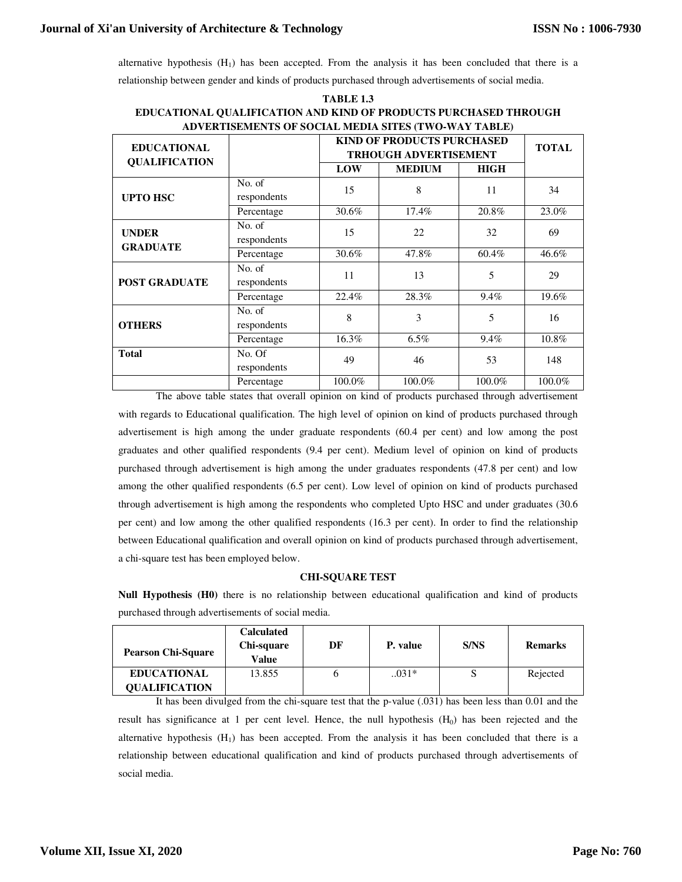alternative hypothesis ($H_1$) has been accepted. From the analysis it has been concluded that there is a relationship between gender and kinds of products purchased through advertisements of social media.

**TABLE 1.3**

**EDUCATIONAL QUALIFICATION AND KIND OF PRODUCTS PURCHASED THROUGH ADVERTISEMENTS OF SOCIAL MEDIA SITES (TWO-WAY TABLE)**

| EDUCATIONAL QUALIFICATION | | KIND OF PRODUCTS PURCHASED TRHOUGH ADVERTISEMENT | | | TOTAL |
|---|---|---|---|---|---|
| | | LOW | MEDIUM | HIGH | |
| UPTO HSC | No. of respondents | 15 | 8 | 11 | 34 |
| | Percentage | 30.6% | 17.4% | 20.8% | 23.0% |
| UNDER GRADUATE | No. of respondents | 15 | 22 | 32 | 69 |
| | Percentage | 30.6% | 47.8% | 60.4% | 46.6% |
| POST GRADUATE | No. of respondents | 11 | 13 | 5 | 29 |
| | Percentage | 22.4% | 28.3% | 9.4% | 19.6% |
| OTHERS | No. of respondents | 8 | 3 | 5 | 16 |
| | Percentage | 16.3% | 6.5% | 9.4% | 10.8% |
| Total | No. Of respondents | 49 | 46 | 53 | 148 |
| | Percentage | 100.0% | 100.0% | 100.0% | 100.0% |

The above table states that overall opinion on kind of products purchased through advertisement with regards to Educational qualification. The high level of opinion on kind of products purchased through advertisement is high among the under graduate respondents (60.4 per cent) and low among the post graduates and other qualified respondents (9.4 per cent). Medium level of opinion on kind of products purchased through advertisement is high among the under graduates respondents (47.8 per cent) and low among the other qualified respondents (6.5 per cent). Low level of opinion on kind of products purchased through advertisement is high among the respondents who completed Upto HSC and under graduates (30.6 per cent) and low among the other qualified respondents (16.3 per cent). In order to find the relationship between Educational qualification and overall opinion on kind of products purchased through advertisement, a chi-square test has been employed below.

**CHI-SQUARE TEST**

**Null Hypothesis (H0)** there is no relationship between educational qualification and kind of products purchased through advertisements of social media.

| Pearson Chi-Square | Calculated Chi-square Value | DF | P. value | S/NS | Remarks |
|---|---|---|---|---|---|
| EDUCATIONAL QUALIFICATION | 13.855 | 6 | ..031* | S | Rejected |

It has been divulged from the chi-square test that the p-value (.031) has been less than 0.01 and the result has significance at 1 per cent level. Hence, the null hypothesis ($H_0$) has been rejected and the alternative hypothesis ($H_1$) has been accepted. From the analysis it has been concluded that there is a relationship between educational qualification and kind of products purchased through advertisements of social media.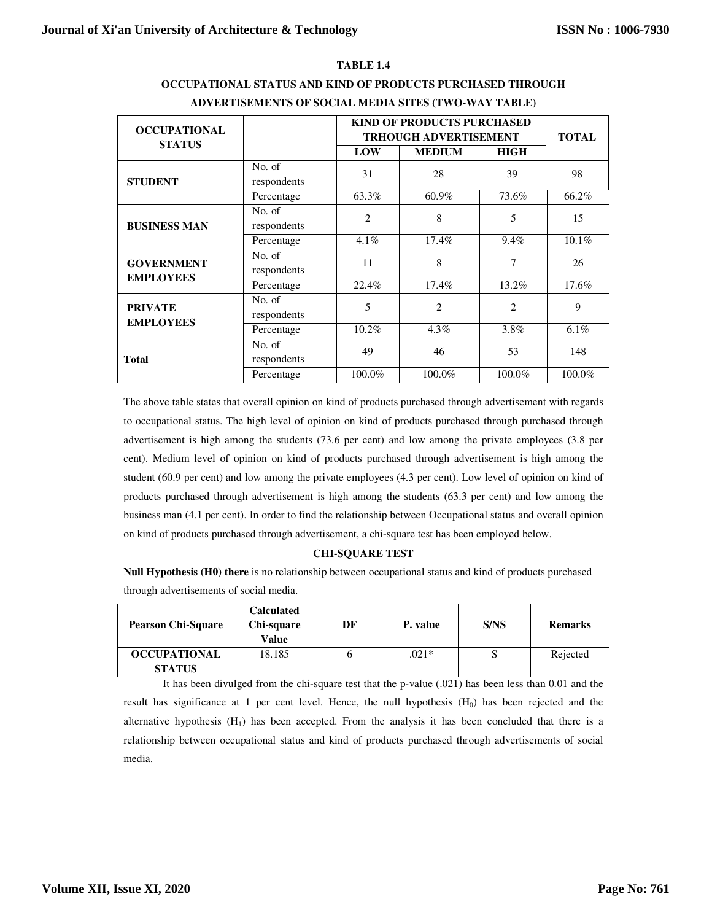**TABLE 1.4**

**OCCUPATIONAL STATUS AND KIND OF PRODUCTS PURCHASED THROUGH ADVERTISEMENTS OF SOCIAL MEDIA SITES (TWO-WAY TABLE)**

| OCCUPATIONAL STATUS | | KIND OF PRODUCTS PURCHASED TRHOUGH ADVERTISEMENT | | | TOTAL |
|---|---|---|---|---|---|
| | | LOW | MEDIUM | HIGH | |
| STUDENT | No. of respondents | 31 | 28 | 39 | 98 |
| | Percentage | 63.3% | 60.9% | 73.6% | 66.2% |
| BUSINESS MAN | No. of respondents | 2 | 8 | 5 | 15 |
| | Percentage | 4.1% | 17.4% | 9.4% | 10.1% |
| GOVERNMENT EMPLOYEES | No. of respondents | 11 | 8 | 7 | 26 |
| | Percentage | 22.4% | 17.4% | 13.2% | 17.6% |
| PRIVATE EMPLOYEES | No. of respondents | 5 | 2 | 2 | 9 |
| | Percentage | 10.2% | 4.3% | 3.8% | 6.1% |
| Total | No. of respondents | 49 | 46 | 53 | 148 |
| | Percentage | 100.0% | 100.0% | 100.0% | 100.0% |

The above table states that overall opinion on kind of products purchased through advertisement with regards to occupational status. The high level of opinion on kind of products purchased through purchased through advertisement is high among the students (73.6 per cent) and low among the private employees (3.8 per cent). Medium level of opinion on kind of products purchased through advertisement is high among the student (60.9 per cent) and low among the private employees (4.3 per cent). Low level of opinion on kind of products purchased through advertisement is high among the students (63.3 per cent) and low among the business man (4.1 per cent). In order to find the relationship between Occupational status and overall opinion on kind of products purchased through advertisement, a chi-square test has been employed below.

**CHI-SQUARE TEST**

**Null Hypothesis (H0) there** is no relationship between occupational status and kind of products purchased through advertisements of social media.

| Pearson Chi-Square | Calculated Chi-square Value | DF | P. value | S/NS | Remarks |
|---|---|---|---|---|---|
| OCCUPATIONAL STATUS | 18.185 | 6 | .021* | S | Rejected |

It has been divulged from the chi-square test that the p-value (.021) has been less than 0.01 and the result has significance at 1 per cent level. Hence, the null hypothesis ($H_0$) has been rejected and the alternative hypothesis ($H_1$) has been accepted. From the analysis it has been concluded that there is a relationship between occupational status and kind of products purchased through advertisements of social media.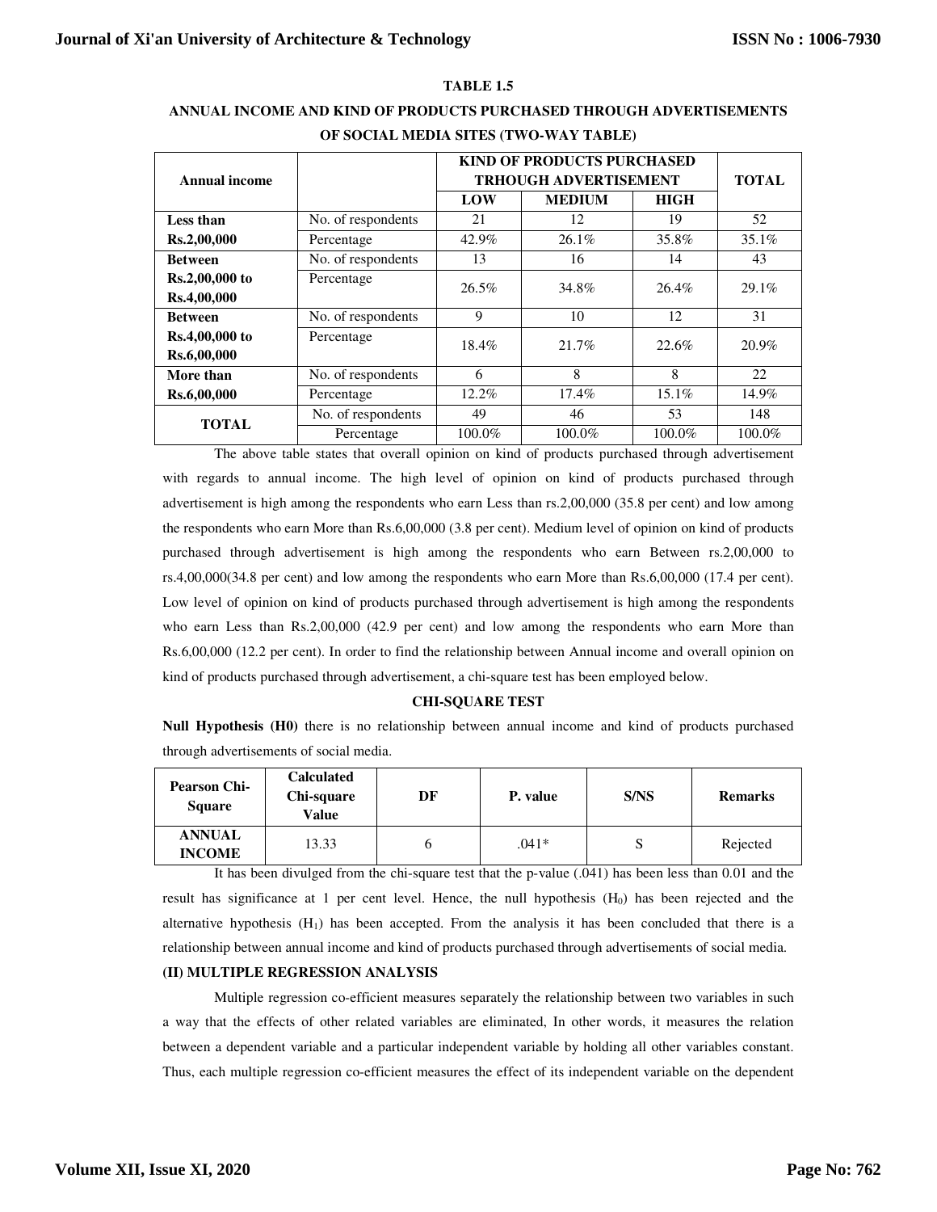**TABLE 1.5**

**ANNUAL INCOME AND KIND OF PRODUCTS PURCHASED THROUGH ADVERTISEMENTS OF SOCIAL MEDIA SITES (TWO-WAY TABLE)**

| Annual income | | KIND OF PRODUCTS PURCHASED TRHOUGH ADVERTISEMENT | | | TOTAL |
|---|---|---|---|---|---|
| | | LOW | MEDIUM | HIGH | |
| **Less than Rs.2,00,000** | No. of respondents | 21 | 12 | 19 | 52 |
| | Percentage | 42.9% | 26.1% | 35.8% | 35.1% |
| **Between Rs.2,00,000 to Rs.4,00,000** | No. of respondents | 13 | 16 | 14 | 43 |
| | Percentage | 26.5% | 34.8% | 26.4% | 29.1% |
| **Between Rs.4,00,000 to Rs.6,00,000** | No. of respondents | 9 | 10 | 12 | 31 |
| | Percentage | 18.4% | 21.7% | 22.6% | 20.9% |
| **More than Rs.6,00,000** | No. of respondents | 6 | 8 | 8 | 22 |
| | Percentage | 12.2% | 17.4% | 15.1% | 14.9% |
| **TOTAL** | No. of respondents | 49 | 46 | 53 | 148 |
| | Percentage | 100.0% | 100.0% | 100.0% | 100.0% |

The above table states that overall opinion on kind of products purchased through advertisement with regards to annual income. The high level of opinion on kind of products purchased through advertisement is high among the respondents who earn Less than rs.2,00,000 (35.8 per cent) and low among the respondents who earn More than Rs.6,00,000 (3.8 per cent). Medium level of opinion on kind of products purchased through advertisement is high among the respondents who earn Between rs.2,00,000 to rs.4,00,000(34.8 per cent) and low among the respondents who earn More than Rs.6,00,000 (17.4 per cent). Low level of opinion on kind of products purchased through advertisement is high among the respondents who earn Less than Rs.2,00,000 (42.9 per cent) and low among the respondents who earn More than Rs.6,00,000 (12.2 per cent). In order to find the relationship between Annual income and overall opinion on kind of products purchased through advertisement, a chi-square test has been employed below.

**CHI-SQUARE TEST**

**Null Hypothesis (H0)** there is no relationship between annual income and kind of products purchased through advertisements of social media.

| Pearson Chi-Square | Calculated Chi-square Value | DF | P. value | S/NS | Remarks |
|---|---|---|---|---|---|
| **ANNUAL INCOME** | 13.33 | 6 | .041* | S | Rejected |

It has been divulged from the chi-square test that the p-value (.041) has been less than 0.01 and the result has significance at 1 per cent level. Hence, the null hypothesis ($H_0$) has been rejected and the alternative hypothesis ($H_1$) has been accepted. From the analysis it has been concluded that there is a relationship between annual income and kind of products purchased through advertisements of social media.

**(II) MULTIPLE REGRESSION ANALYSIS**

Multiple regression co-efficient measures separately the relationship between two variables in such a way that the effects of other related variables are eliminated, In other words, it measures the relation between a dependent variable and a particular independent variable by holding all other variables constant. Thus, each multiple regression co-efficient measures the effect of its independent variable on the dependent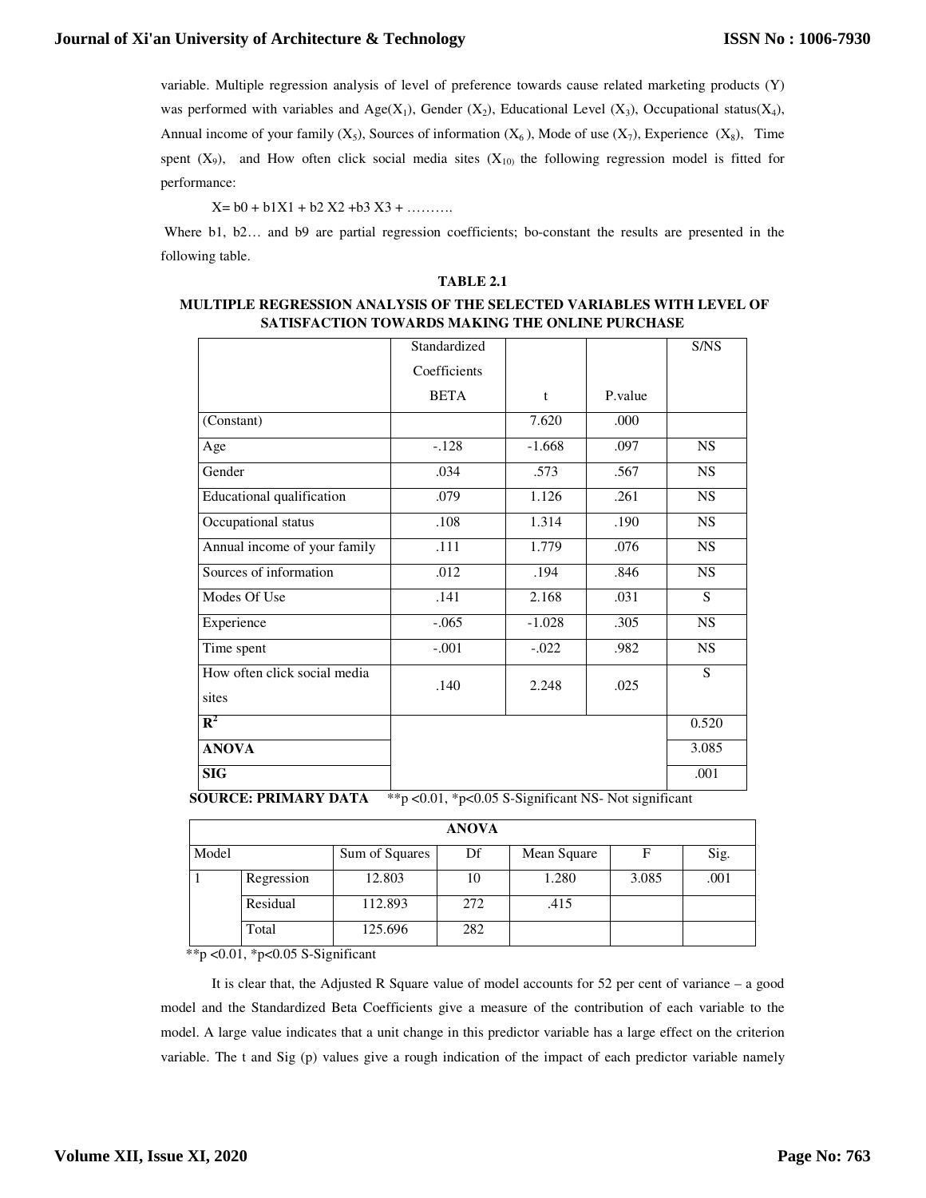variable. Multiple regression analysis of level of preference towards cause related marketing products (Y) was performed with variables and Age($X_1$), Gender ($X_2$), Educational Level ($X_3$), Occupational status($X_4$), Annual income of your family ($X_5$), Sources of information ($X_6$ ), Mode of use ($X_7$), Experience ($X_8$), Time spent ($X_9$), and How often click social media sites ($X_{10}$) the following regression model is fitted for performance:

$X = b0 + b1X1 + b2\,X2 + b3\,X3 + \ldots\ldots\ldots$

Where b1, b2… and b9 are partial regression coefficients; bo-constant the results are presented in the following table.

**TABLE 2.1**

**MULTIPLE REGRESSION ANALYSIS OF THE SELECTED VARIABLES WITH LEVEL OF SATISFACTION TOWARDS MAKING THE ONLINE PURCHASE**

| | Standardized Coefficients BETA | t | P.value | S/NS |
|---|---|---|---|---|
| (Constant) | | 7.620 | .000 | |
| Age | -.128 | -1.668 | .097 | NS |
| Gender | .034 | .573 | .567 | NS |
| Educational qualification | .079 | 1.126 | .261 | NS |
| Occupational status | .108 | 1.314 | .190 | NS |
| Annual income of your family | .111 | 1.779 | .076 | NS |
| Sources of information | .012 | .194 | .846 | NS |
| Modes Of Use | .141 | 2.168 | .031 | S |
| Experience | -.065 | -1.028 | .305 | NS |
| Time spent | -.001 | -.022 | .982 | NS |
| How often click social media sites | .140 | 2.248 | .025 | S |
| **$R^2$** | | | | 0.520 |
| **ANOVA** | | | | 3.085 |
| **SIG** | | | | .001 |

**SOURCE: PRIMARY DATA** $^{**}p < 0.01$, $^{*}p < 0.05$ S-Significant NS- Not significant

| ANOVA | | | | | | |
|---|---|---|---|---|---|---|
| Model | | Sum of Squares | Df | Mean Square | F | Sig. |
| 1 | Regression | 12.803 | 10 | 1.280 | 3.085 | .001 |
| | Residual | 112.893 | 272 | .415 | | |
| | Total | 125.696 | 282 | | | |

$^{**}p < 0.01$, $^{*}p < 0.05$ S-Significant

It is clear that, the Adjusted R Square value of model accounts for 52 per cent of variance – a good model and the Standardized Beta Coefficients give a measure of the contribution of each variable to the model. A large value indicates that a unit change in this predictor variable has a large effect on the criterion variable. The t and Sig (p) values give a rough indication of the impact of each predictor variable namely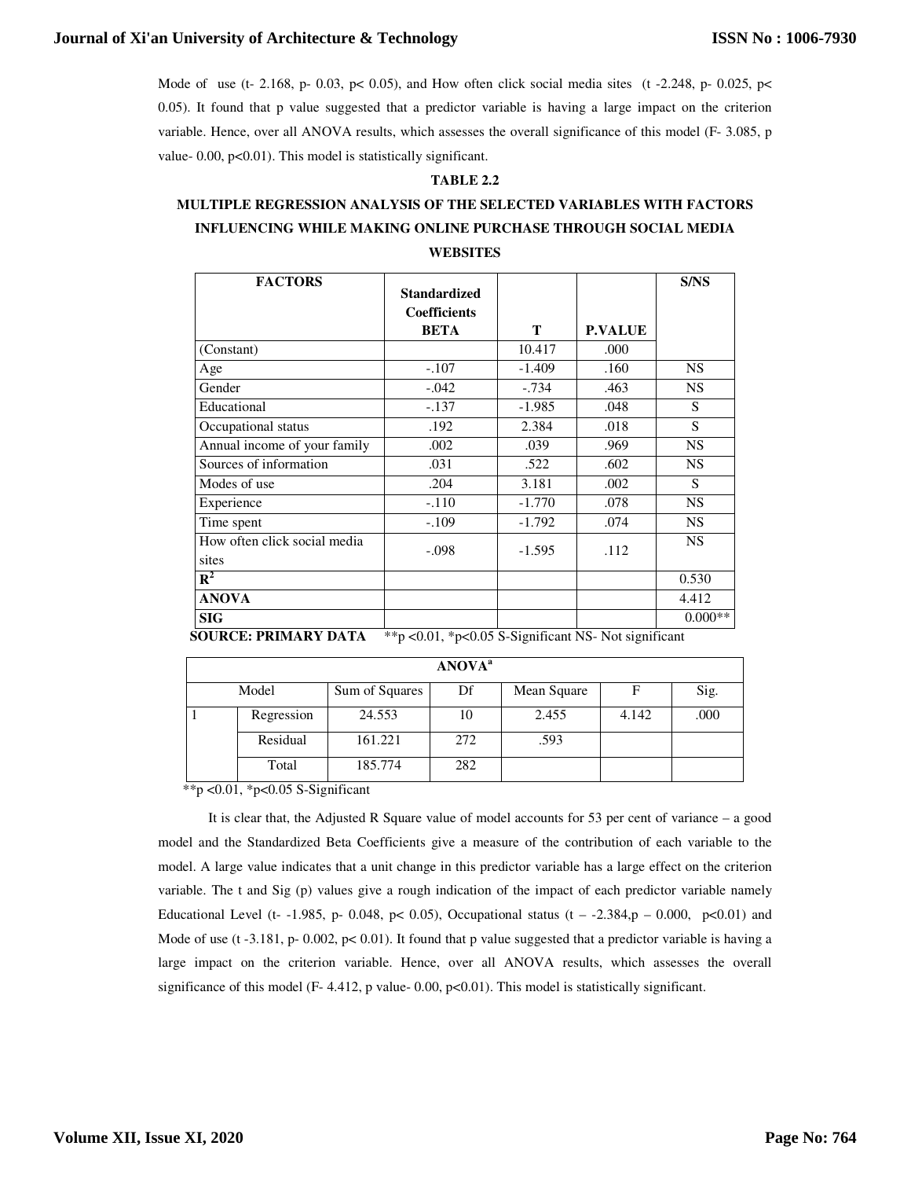Mode of use (t- 2.168, p- 0.03, p< 0.05), and How often click social media sites (t -2.248, p- 0.025, p< 0.05). It found that p value suggested that a predictor variable is having a large impact on the criterion variable. Hence, over all ANOVA results, which assesses the overall significance of this model (F- 3.085, p value- 0.00, p<0.01). This model is statistically significant.

**TABLE 2.2**

**MULTIPLE REGRESSION ANALYSIS OF THE SELECTED VARIABLES WITH FACTORS INFLUENCING WHILE MAKING ONLINE PURCHASE THROUGH SOCIAL MEDIA WEBSITES**

| FACTORS | Standardized Coefficients BETA | T | P.VALUE | S/NS |
|---|---|---|---|---|
| (Constant) | | 10.417 | .000 | |
| Age | -.107 | -1.409 | .160 | NS |
| Gender | -.042 | -.734 | .463 | NS |
| Educational | -.137 | -1.985 | .048 | S |
| Occupational status | .192 | 2.384 | .018 | S |
| Annual income of your family | .002 | .039 | .969 | NS |
| Sources of information | .031 | .522 | .602 | NS |
| Modes of use | .204 | 3.181 | .002 | S |
| Experience | -.110 | -1.770 | .078 | NS |
| Time spent | -.109 | -1.792 | .074 | NS |
| How often click social media sites | -.098 | -1.595 | .112 | NS |
| $R^2$ | | | | 0.530 |
| ANOVA | | | | 4.412 |
| SIG | | | | 0.000** |

**SOURCE: PRIMARY DATA** **p <0.01, *p<0.05 S-Significant NS- Not significant

| ANOVA[a] | | | | | | |
|---|---|---|---|---|---|---|
| Model | | Sum of Squares | Df | Mean Square | F | Sig. |
| 1 | Regression | 24.553 | 10 | 2.455 | 4.142 | .000 |
| | Residual | 161.221 | 272 | .593 | | |
| | Total | 185.774 | 282 | | | |

**p <0.01, *p<0.05 S-Significant

It is clear that, the Adjusted R Square value of model accounts for 53 per cent of variance – a good model and the Standardized Beta Coefficients give a measure of the contribution of each variable to the model. A large value indicates that a unit change in this predictor variable has a large effect on the criterion variable. The t and Sig (p) values give a rough indication of the impact of each predictor variable namely Educational Level (t- -1.985, p- 0.048, p< 0.05), Occupational status (t – -2.384,p – 0.000, p<0.01) and Mode of use (t -3.181, p- 0.002, p< 0.01). It found that p value suggested that a predictor variable is having a large impact on the criterion variable. Hence, over all ANOVA results, which assesses the overall significance of this model (F- 4.412, p value- 0.00, p<0.01). This model is statistically significant.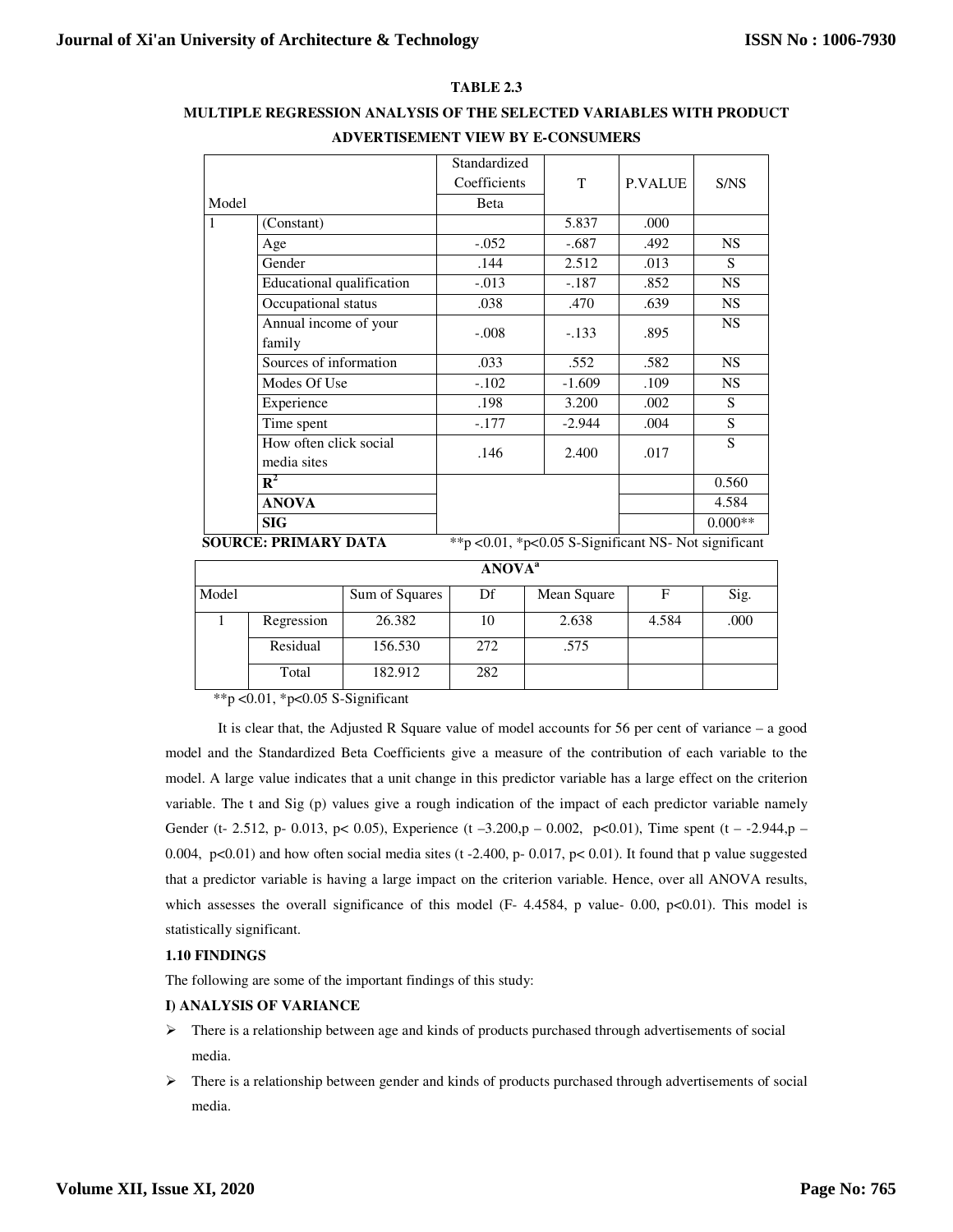**TABLE 2.3**

**MULTIPLE REGRESSION ANALYSIS OF THE SELECTED VARIABLES WITH PRODUCT ADVERTISEMENT VIEW BY E-CONSUMERS**

| Model | | Standardized Coefficients Beta | T | P.VALUE | S/NS |
|---|---|---|---|---|---|
| 1 | (Constant) | | 5.837 | .000 | |
| | Age | -.052 | -.687 | .492 | NS |
| | Gender | .144 | 2.512 | .013 | S |
| | Educational qualification | -.013 | -.187 | .852 | NS |
| | Occupational status | .038 | .470 | .639 | NS |
| | Annual income of your family | -.008 | -.133 | .895 | NS |
| | Sources of information | .033 | .552 | .582 | NS |
| | Modes Of Use | -.102 | -1.609 | .109 | NS |
| | Experience | .198 | 3.200 | .002 | S |
| | Time spent | -.177 | -2.944 | .004 | S |
| | How often click social media sites | .146 | 2.400 | .017 | S |
| | **$R^2$** | | | | 0.560 |
| | **ANOVA** | | | | 4.584 |
| | **SIG** | | | | 0.000** |

**SOURCE: PRIMARY DATA** **p <0.01, *p<0.05 S-Significant NS- Not significant

| ANOVA[a] | | | | | | |
|---|---|---|---|---|---|---|
| Model | | Sum of Squares | Df | Mean Square | F | Sig. |
| 1 | Regression | 26.382 | 10 | 2.638 | 4.584 | .000 |
| | Residual | 156.530 | 272 | .575 | | |
| | Total | 182.912 | 282 | | | |

**p <0.01, *p<0.05 S-Significant

It is clear that, the Adjusted R Square value of model accounts for 56 per cent of variance – a good model and the Standardized Beta Coefficients give a measure of the contribution of each variable to the model. A large value indicates that a unit change in this predictor variable has a large effect on the criterion variable. The t and Sig (p) values give a rough indication of the impact of each predictor variable namely Gender (t- 2.512, p- 0.013, p< 0.05), Experience (t –3.200,p – 0.002, p<0.01), Time spent (t – -2.944,p – 0.004, p<0.01) and how often social media sites (t -2.400, p- 0.017, p< 0.01). It found that p value suggested that a predictor variable is having a large impact on the criterion variable. Hence, over all ANOVA results, which assesses the overall significance of this model (F- 4.4584, p value- 0.00, p<0.01). This model is statistically significant.

**1.10 FINDINGS**

The following are some of the important findings of this study:

**I) ANALYSIS OF VARIANCE**

- There is a relationship between age and kinds of products purchased through advertisements of social media.
- There is a relationship between gender and kinds of products purchased through advertisements of social media.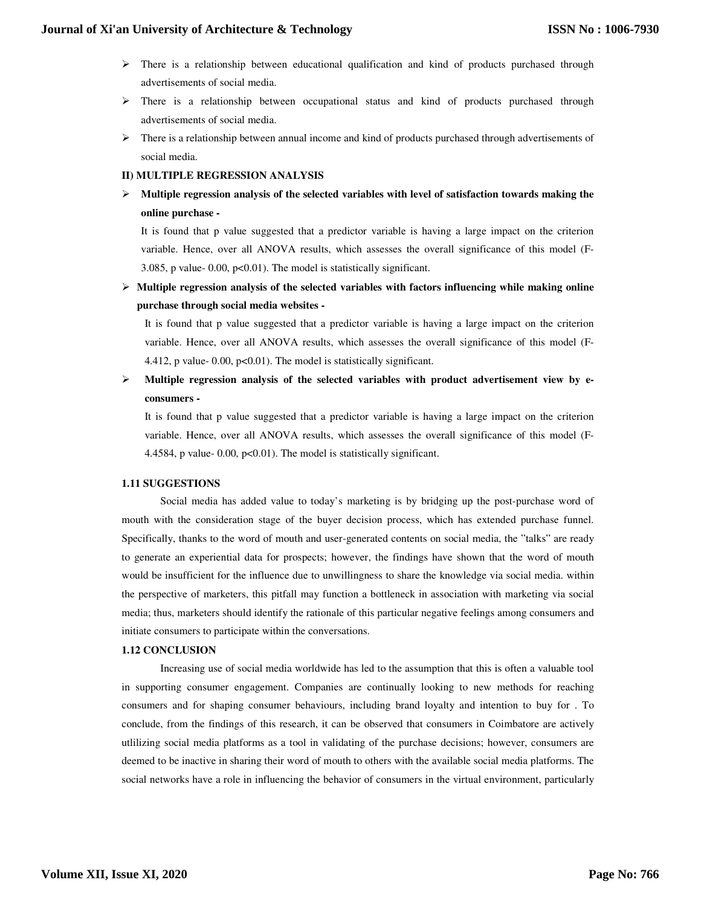- There is a relationship between educational qualification and kind of products purchased through advertisements of social media.
- There is a relationship between occupational status and kind of products purchased through advertisements of social media.
- There is a relationship between annual income and kind of products purchased through advertisements of social media.

**II) MULTIPLE REGRESSION ANALYSIS**

- **Multiple regression analysis of the selected variables with level of satisfaction towards making the online purchase -**

  It is found that p value suggested that a predictor variable is having a large impact on the criterion variable. Hence, over all ANOVA results, which assesses the overall significance of this model (F-3.085, p value- 0.00, $p<0.01$). The model is statistically significant.

- **Multiple regression analysis of the selected variables with factors influencing while making online purchase through social media websites -**

  It is found that p value suggested that a predictor variable is having a large impact on the criterion variable. Hence, over all ANOVA results, which assesses the overall significance of this model (F-4.412, p value- 0.00, $p<0.01$). The model is statistically significant.

- **Multiple regression analysis of the selected variables with product advertisement view by e-consumers -**

  It is found that p value suggested that a predictor variable is having a large impact on the criterion variable. Hence, over all ANOVA results, which assesses the overall significance of this model (F-4.4584, p value- 0.00, $p<0.01$). The model is statistically significant.

**1.11 SUGGESTIONS**

Social media has added value to today's marketing is by bridging up the post-purchase word of mouth with the consideration stage of the buyer decision process, which has extended purchase funnel. Specifically, thanks to the word of mouth and user-generated contents on social media, the "talks" are ready to generate an experiential data for prospects; however, the findings have shown that the word of mouth would be insufficient for the influence due to unwillingness to share the knowledge via social media. within the perspective of marketers, this pitfall may function a bottleneck in association with marketing via social media; thus, marketers should identify the rationale of this particular negative feelings among consumers and initiate consumers to participate within the conversations.

**1.12 CONCLUSION**

Increasing use of social media worldwide has led to the assumption that this is often a valuable tool in supporting consumer engagement. Companies are continually looking to new methods for reaching consumers and for shaping consumer behaviours, including brand loyalty and intention to buy for . To conclude, from the findings of this research, it can be observed that consumers in Coimbatore are actively utlilizing social media platforms as a tool in validating of the purchase decisions; however, consumers are deemed to be inactive in sharing their word of mouth to others with the available social media platforms. The social networks have a role in influencing the behavior of consumers in the virtual environment, particularly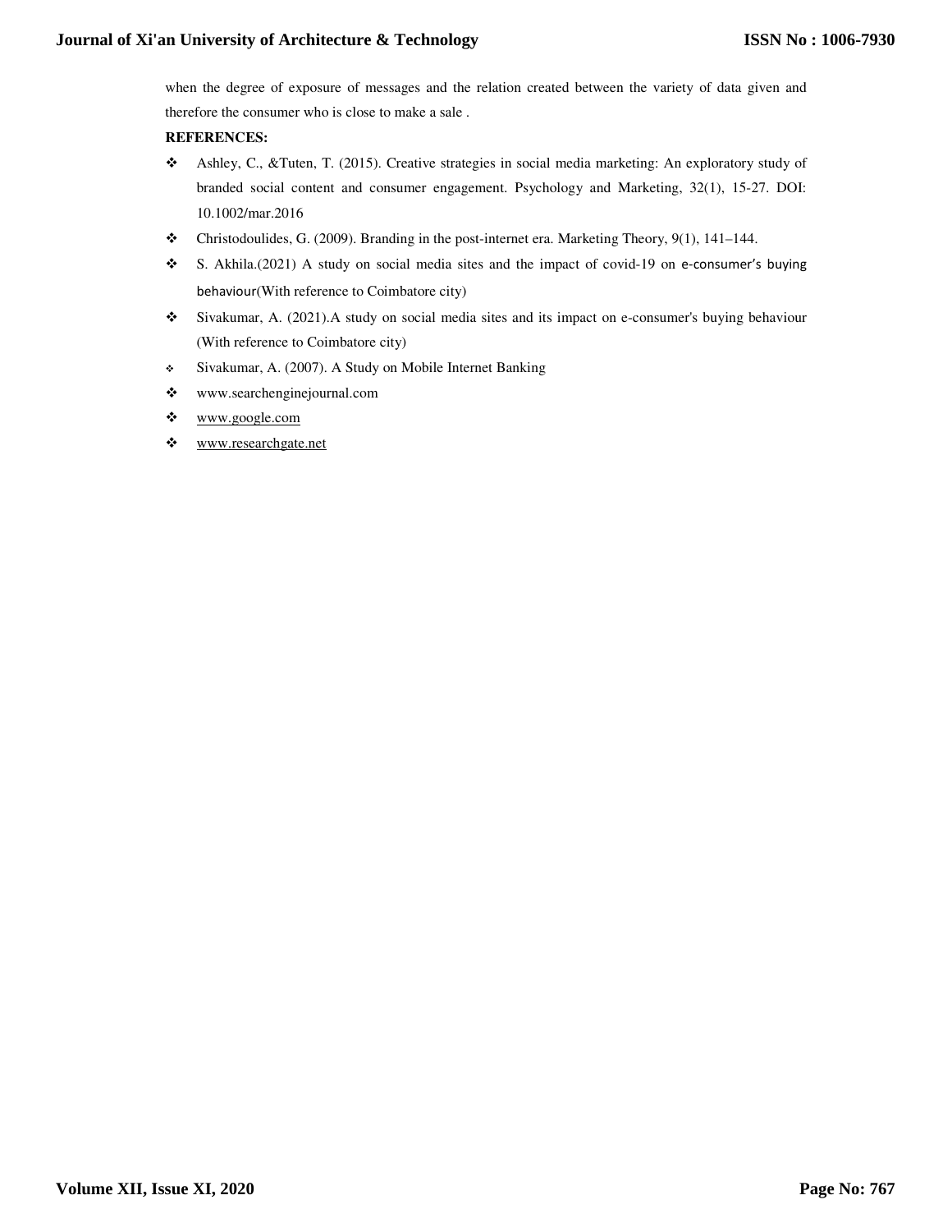when the degree of exposure of messages and the relation created between the variety of data given and therefore the consumer who is close to make a sale .

**REFERENCES:**

- Ashley, C., &Tuten, T. (2015). Creative strategies in social media marketing: An exploratory study of branded social content and consumer engagement. Psychology and Marketing, 32(1), 15-27. DOI: 10.1002/mar.2016
- Christodoulides, G. (2009). Branding in the post-internet era. Marketing Theory, 9(1), 141–144.
- S. Akhila.(2021) A study on social media sites and the impact of covid-19 on e-consumer's buying behaviour(With reference to Coimbatore city)
- Sivakumar, A. (2021).A study on social media sites and its impact on e-consumer's buying behaviour (With reference to Coimbatore city)
- Sivakumar, A. (2007). A Study on Mobile Internet Banking
- www.searchenginejournal.com
- www.google.com
- www.researchgate.net